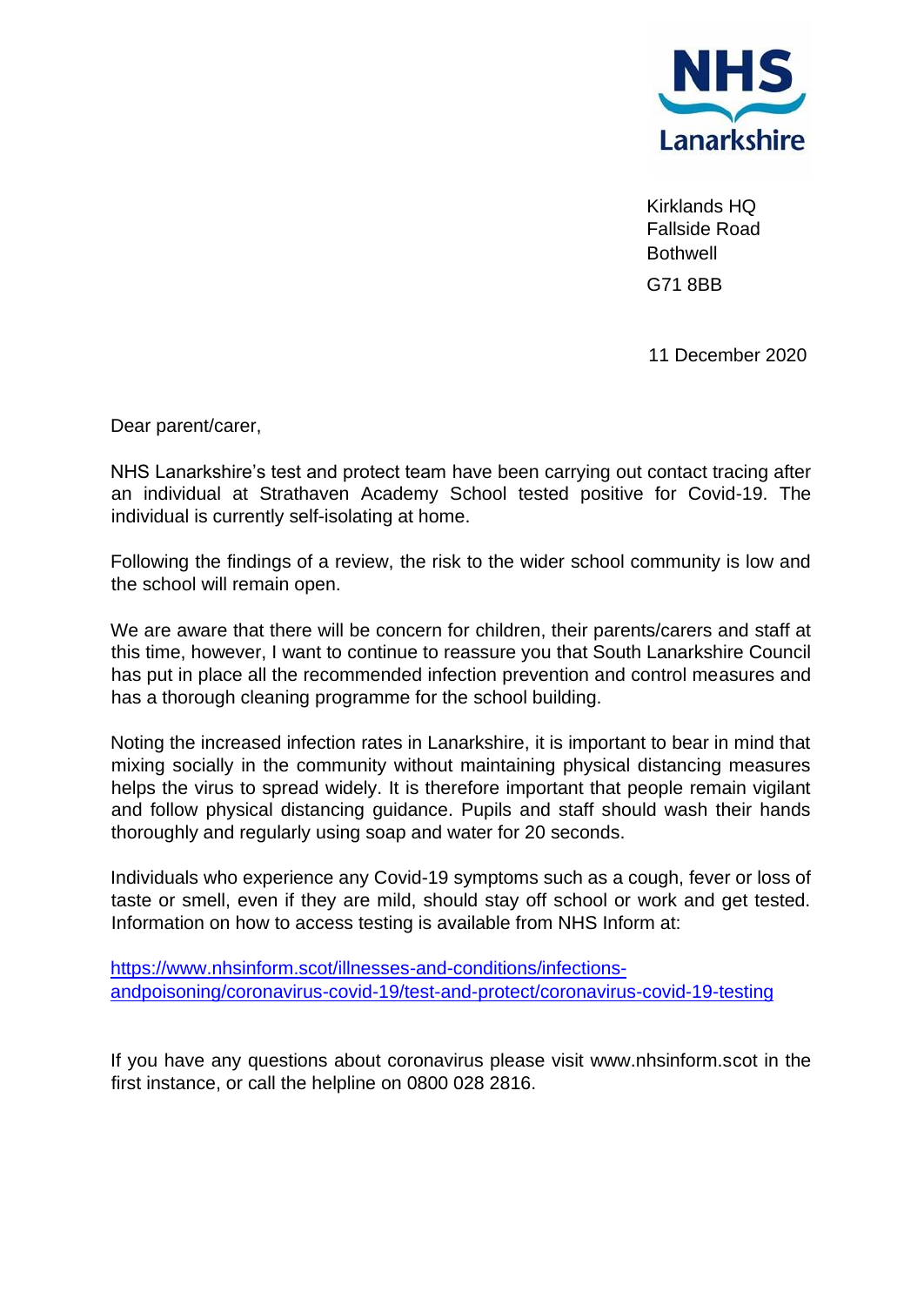NHS Lanarkshire

Kirklands HQ
Fallside Road
Bothwell
G71 8BB

11 December 2020

Dear parent/carer,

NHS Lanarkshire's test and protect team have been carrying out contact tracing after an individual at Strathaven Academy School tested positive for Covid-19. The individual is currently self-isolating at home.

Following the findings of a review, the risk to the wider school community is low and the school will remain open.

We are aware that there will be concern for children, their parents/carers and staff at this time, however, I want to continue to reassure you that South Lanarkshire Council has put in place all the recommended infection prevention and control measures and has a thorough cleaning programme for the school building.

Noting the increased infection rates in Lanarkshire, it is important to bear in mind that mixing socially in the community without maintaining physical distancing measures helps the virus to spread widely. It is therefore important that people remain vigilant and follow physical distancing guidance. Pupils and staff should wash their hands thoroughly and regularly using soap and water for 20 seconds.

Individuals who experience any Covid-19 symptoms such as a cough, fever or loss of taste or smell, even if they are mild, should stay off school or work and get tested. Information on how to access testing is available from NHS Inform at:

https://www.nhsinform.scot/illnesses-and-conditions/infections-andpoisoning/coronavirus-covid-19/test-and-protect/coronavirus-covid-19-testing

If you have any questions about coronavirus please visit www.nhsinform.scot in the first instance, or call the helpline on 0800 028 2816.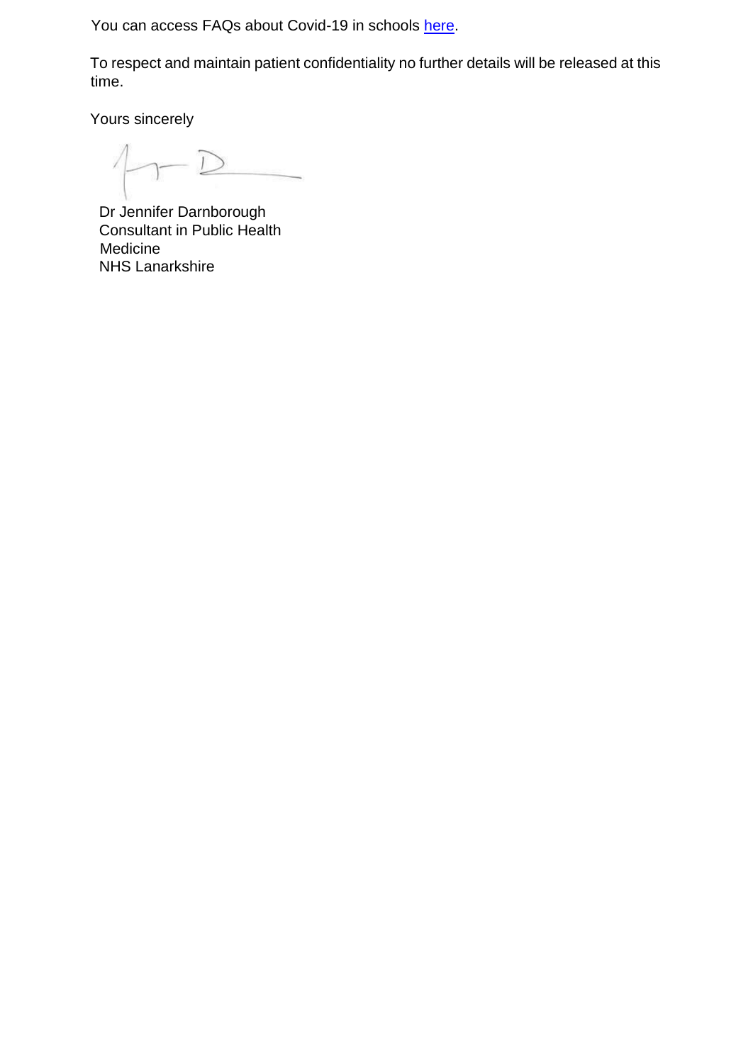You can access FAQs about Covid-19 in schools here.

To respect and maintain patient confidentiality no further details will be released at this time.

Yours sincerely

Dr Jennifer Darnborough
Consultant in Public Health Medicine
NHS Lanarkshire